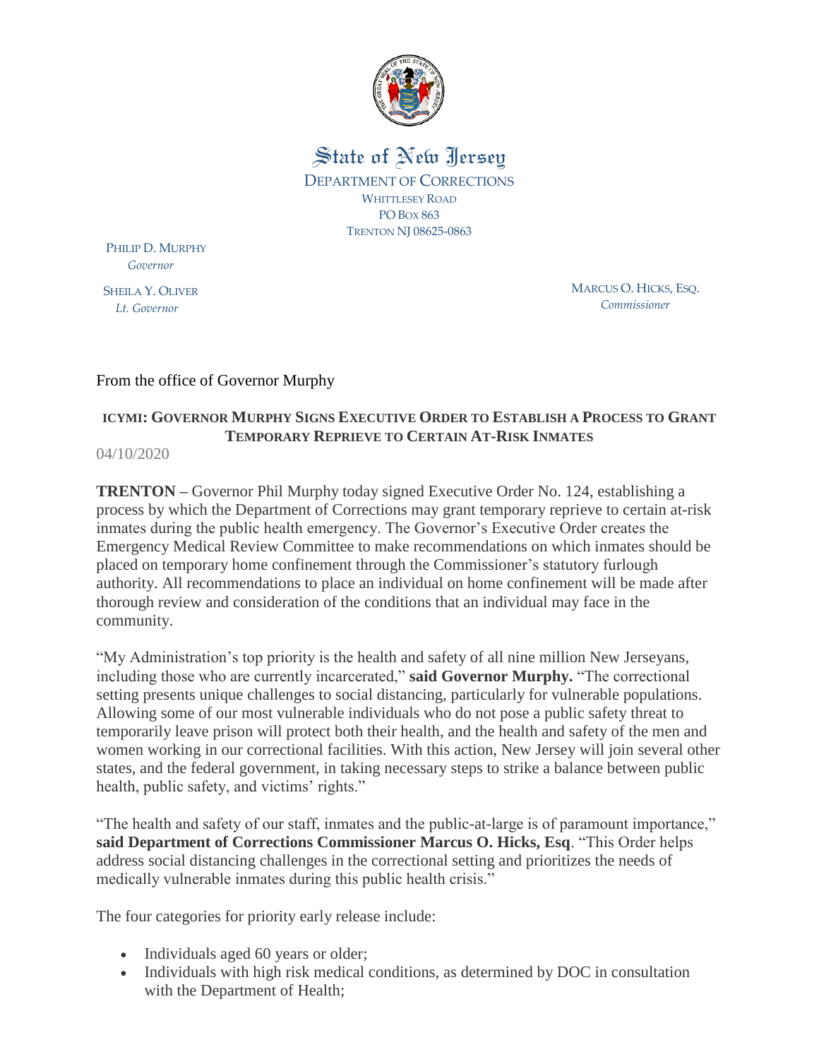State of New Jersey

DEPARTMENT OF CORRECTIONS

WHITTLESEY ROAD

PO BOX 863

TRENTON NJ 08625-0863

PHILIP D. MURPHY
*Governor*

SHEILA Y. OLIVER
*Lt. Governor*

MARCUS O. HICKS, ESQ.
*Commissioner*

From the office of Governor Murphy

## ICYMI: GOVERNOR MURPHY SIGNS EXECUTIVE ORDER TO ESTABLISH A PROCESS TO GRANT TEMPORARY REPRIEVE TO CERTAIN AT-RISK INMATES

04/10/2020

**TRENTON –** Governor Phil Murphy today signed Executive Order No. 124, establishing a process by which the Department of Corrections may grant temporary reprieve to certain at-risk inmates during the public health emergency. The Governor's Executive Order creates the Emergency Medical Review Committee to make recommendations on which inmates should be placed on temporary home confinement through the Commissioner's statutory furlough authority. All recommendations to place an individual on home confinement will be made after thorough review and consideration of the conditions that an individual may face in the community.

"My Administration's top priority is the health and safety of all nine million New Jerseyans, including those who are currently incarcerated," **said Governor Murphy.** "The correctional setting presents unique challenges to social distancing, particularly for vulnerable populations. Allowing some of our most vulnerable individuals who do not pose a public safety threat to temporarily leave prison will protect both their health, and the health and safety of the men and women working in our correctional facilities. With this action, New Jersey will join several other states, and the federal government, in taking necessary steps to strike a balance between public health, public safety, and victims' rights."

"The health and safety of our staff, inmates and the public-at-large is of paramount importance," **said Department of Corrections Commissioner Marcus O. Hicks, Esq**. "This Order helps address social distancing challenges in the correctional setting and prioritizes the needs of medically vulnerable inmates during this public health crisis."

The four categories for priority early release include:

- Individuals aged 60 years or older;
- Individuals with high risk medical conditions, as determined by DOC in consultation with the Department of Health;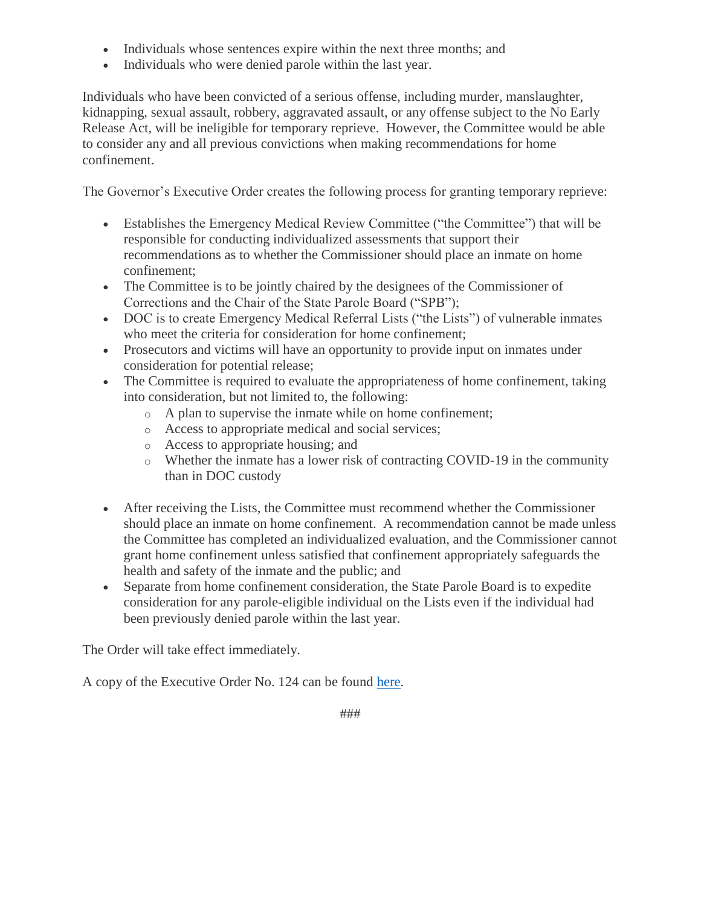- Individuals whose sentences expire within the next three months; and
- Individuals who were denied parole within the last year.

Individuals who have been convicted of a serious offense, including murder, manslaughter, kidnapping, sexual assault, robbery, aggravated assault, or any offense subject to the No Early Release Act, will be ineligible for temporary reprieve. However, the Committee would be able to consider any and all previous convictions when making recommendations for home confinement.

The Governor's Executive Order creates the following process for granting temporary reprieve:

- Establishes the Emergency Medical Review Committee ("the Committee") that will be responsible for conducting individualized assessments that support their recommendations as to whether the Commissioner should place an inmate on home confinement;
- The Committee is to be jointly chaired by the designees of the Commissioner of Corrections and the Chair of the State Parole Board ("SPB");
- DOC is to create Emergency Medical Referral Lists ("the Lists") of vulnerable inmates who meet the criteria for consideration for home confinement;
- Prosecutors and victims will have an opportunity to provide input on inmates under consideration for potential release;
- The Committee is required to evaluate the appropriateness of home confinement, taking into consideration, but not limited to, the following:
  - A plan to supervise the inmate while on home confinement;
  - Access to appropriate medical and social services;
  - Access to appropriate housing; and
  - Whether the inmate has a lower risk of contracting COVID-19 in the community than in DOC custody
- After receiving the Lists, the Committee must recommend whether the Commissioner should place an inmate on home confinement. A recommendation cannot be made unless the Committee has completed an individualized evaluation, and the Commissioner cannot grant home confinement unless satisfied that confinement appropriately safeguards the health and safety of the inmate and the public; and
- Separate from home confinement consideration, the State Parole Board is to expedite consideration for any parole-eligible individual on the Lists even if the individual had been previously denied parole within the last year.

The Order will take effect immediately.

A copy of the Executive Order No. 124 can be found here.

###